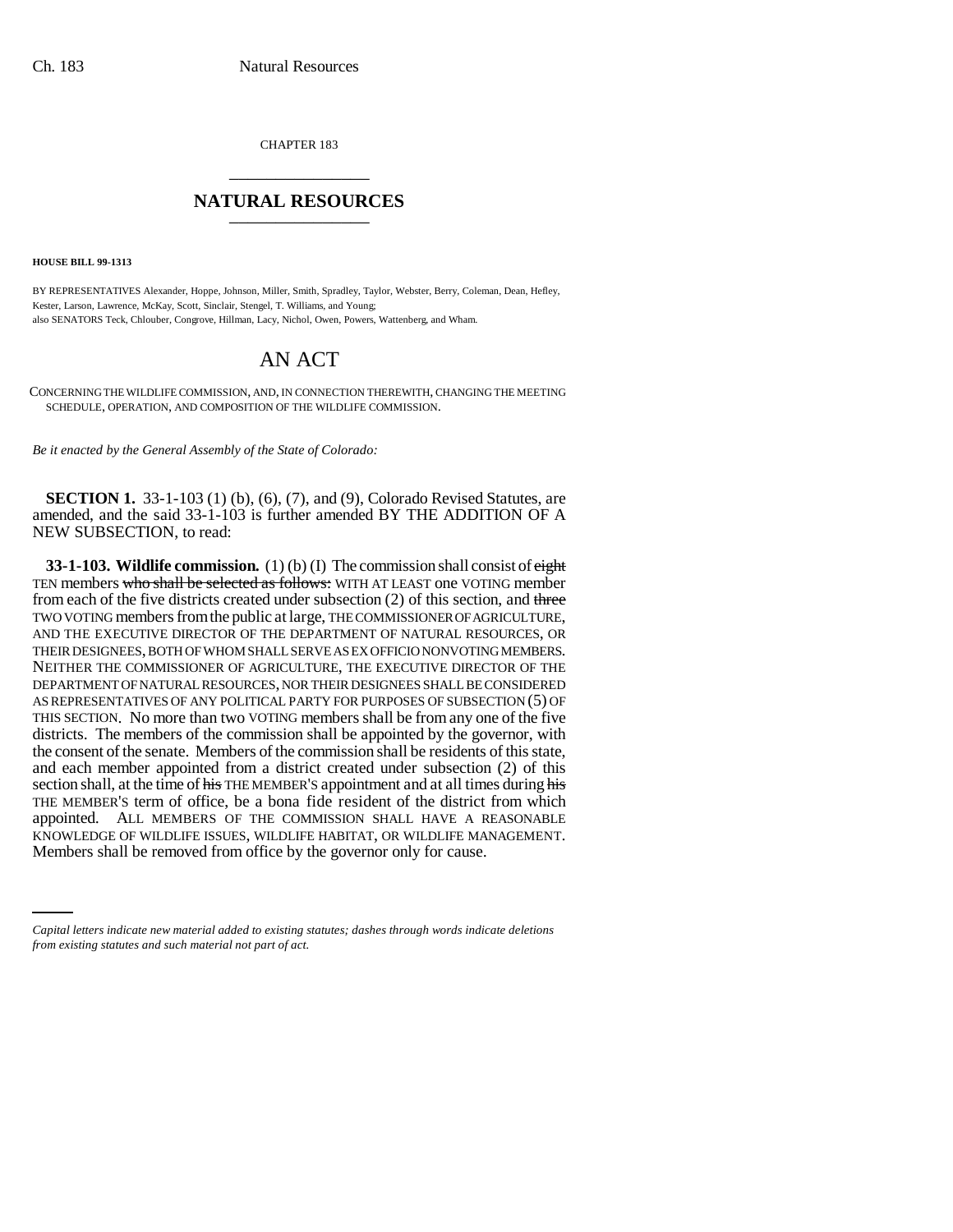CHAPTER 183

## NATURAL RESOURCES

**HOUSE BILL 99-1313**

BY REPRESENTATIVES Alexander, Hoppe, Johnson, Miller, Smith, Spradley, Taylor, Webster, Berry, Coleman, Dean, Hefley, Kester, Larson, Lawrence, McKay, Scott, Sinclair, Stengel, T. Williams, and Young;
also SENATORS Teck, Chlouber, Congrove, Hillman, Lacy, Nichol, Owen, Powers, Wattenberg, and Wham.

# AN ACT

CONCERNING THE WILDLIFE COMMISSION, AND, IN CONNECTION THEREWITH, CHANGING THE MEETING SCHEDULE, OPERATION, AND COMPOSITION OF THE WILDLIFE COMMISSION.

*Be it enacted by the General Assembly of the State of Colorado:*

**SECTION 1.** 33-1-103 (1) (b), (6), (7), and (9), Colorado Revised Statutes, are amended, and the said 33-1-103 is further amended BY THE ADDITION OF A NEW SUBSECTION, to read:

**33-1-103. Wildlife commission.** (1) (b) (I) The commission shall consist of ~~eight~~ TEN members ~~who shall be selected as follows:~~ WITH AT LEAST one VOTING member from each of the five districts created under subsection (2) of this section, and ~~three~~ TWO VOTING members from the public at large, THE COMMISSIONER OF AGRICULTURE, AND THE EXECUTIVE DIRECTOR OF THE DEPARTMENT OF NATURAL RESOURCES, OR THEIR DESIGNEES, BOTH OF WHOM SHALL SERVE AS EX OFFICIO NONVOTING MEMBERS. NEITHER THE COMMISSIONER OF AGRICULTURE, THE EXECUTIVE DIRECTOR OF THE DEPARTMENT OF NATURAL RESOURCES, NOR THEIR DESIGNEES SHALL BE CONSIDERED AS REPRESENTATIVES OF ANY POLITICAL PARTY FOR PURPOSES OF SUBSECTION (5) OF THIS SECTION. No more than two VOTING members shall be from any one of the five districts. The members of the commission shall be appointed by the governor, with the consent of the senate. Members of the commission shall be residents of this state, and each member appointed from a district created under subsection (2) of this section shall, at the time of ~~his~~ THE MEMBER'S appointment and at all times during ~~his~~ THE MEMBER'S term of office, be a bona fide resident of the district from which appointed. ALL MEMBERS OF THE COMMISSION SHALL HAVE A REASONABLE KNOWLEDGE OF WILDLIFE ISSUES, WILDLIFE HABITAT, OR WILDLIFE MANAGEMENT. Members shall be removed from office by the governor only for cause.

*Capital letters indicate new material added to existing statutes; dashes through words indicate deletions from existing statutes and such material not part of act.*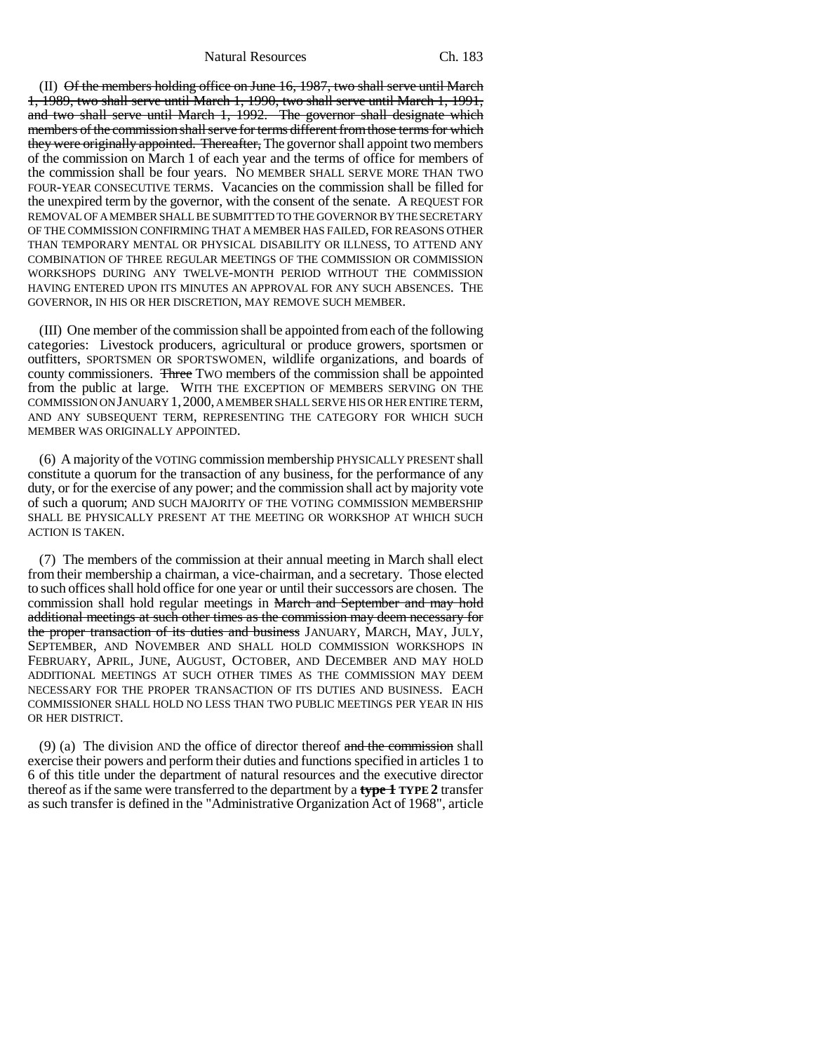(II) ~~Of the members holding office on June 16, 1987, two shall serve until March 1, 1989, two shall serve until March 1, 1990, two shall serve until March 1, 1991, and two shall serve until March 1, 1992. The governor shall designate which members of the commission shall serve for terms different from those terms for which they were originally appointed. Thereafter,~~ The governor shall appoint two members of the commission on March 1 of each year and the terms of office for members of the commission shall be four years. NO MEMBER SHALL SERVE MORE THAN TWO FOUR-YEAR CONSECUTIVE TERMS. Vacancies on the commission shall be filled for the unexpired term by the governor, with the consent of the senate. A REQUEST FOR REMOVAL OF A MEMBER SHALL BE SUBMITTED TO THE GOVERNOR BY THE SECRETARY OF THE COMMISSION CONFIRMING THAT A MEMBER HAS FAILED, FOR REASONS OTHER THAN TEMPORARY MENTAL OR PHYSICAL DISABILITY OR ILLNESS, TO ATTEND ANY COMBINATION OF THREE REGULAR MEETINGS OF THE COMMISSION OR COMMISSION WORKSHOPS DURING ANY TWELVE-MONTH PERIOD WITHOUT THE COMMISSION HAVING ENTERED UPON ITS MINUTES AN APPROVAL FOR ANY SUCH ABSENCES. THE GOVERNOR, IN HIS OR HER DISCRETION, MAY REMOVE SUCH MEMBER.

(III) One member of the commission shall be appointed from each of the following categories: Livestock producers, agricultural or produce growers, sportsmen or outfitters, SPORTSMEN OR SPORTSWOMEN, wildlife organizations, and boards of county commissioners. ~~Three~~ TWO members of the commission shall be appointed from the public at large. WITH THE EXCEPTION OF MEMBERS SERVING ON THE COMMISSION ON JANUARY 1, 2000, A MEMBER SHALL SERVE HIS OR HER ENTIRE TERM, AND ANY SUBSEQUENT TERM, REPRESENTING THE CATEGORY FOR WHICH SUCH MEMBER WAS ORIGINALLY APPOINTED.

(6) A majority of the VOTING commission membership PHYSICALLY PRESENT shall constitute a quorum for the transaction of any business, for the performance of any duty, or for the exercise of any power; and the commission shall act by majority vote of such a quorum; AND SUCH MAJORITY OF THE VOTING COMMISSION MEMBERSHIP SHALL BE PHYSICALLY PRESENT AT THE MEETING OR WORKSHOP AT WHICH SUCH ACTION IS TAKEN.

(7) The members of the commission at their annual meeting in March shall elect from their membership a chairman, a vice-chairman, and a secretary. Those elected to such offices shall hold office for one year or until their successors are chosen. The commission shall hold regular meetings in ~~March and September and may hold additional meetings at such other times as the commission may deem necessary for the proper transaction of its duties and business~~ JANUARY, MARCH, MAY, JULY, SEPTEMBER, AND NOVEMBER AND SHALL HOLD COMMISSION WORKSHOPS IN FEBRUARY, APRIL, JUNE, AUGUST, OCTOBER, AND DECEMBER AND MAY HOLD ADDITIONAL MEETINGS AT SUCH OTHER TIMES AS THE COMMISSION MAY DEEM NECESSARY FOR THE PROPER TRANSACTION OF ITS DUTIES AND BUSINESS. EACH COMMISSIONER SHALL HOLD NO LESS THAN TWO PUBLIC MEETINGS PER YEAR IN HIS OR HER DISTRICT.

(9) (a) The division AND the office of director thereof ~~and the commission~~ shall exercise their powers and perform their duties and functions specified in articles 1 to 6 of this title under the department of natural resources and the executive director thereof as if the same were transferred to the department by a ~~**type 1**~~ **TYPE 2** transfer as such transfer is defined in the "Administrative Organization Act of 1968", article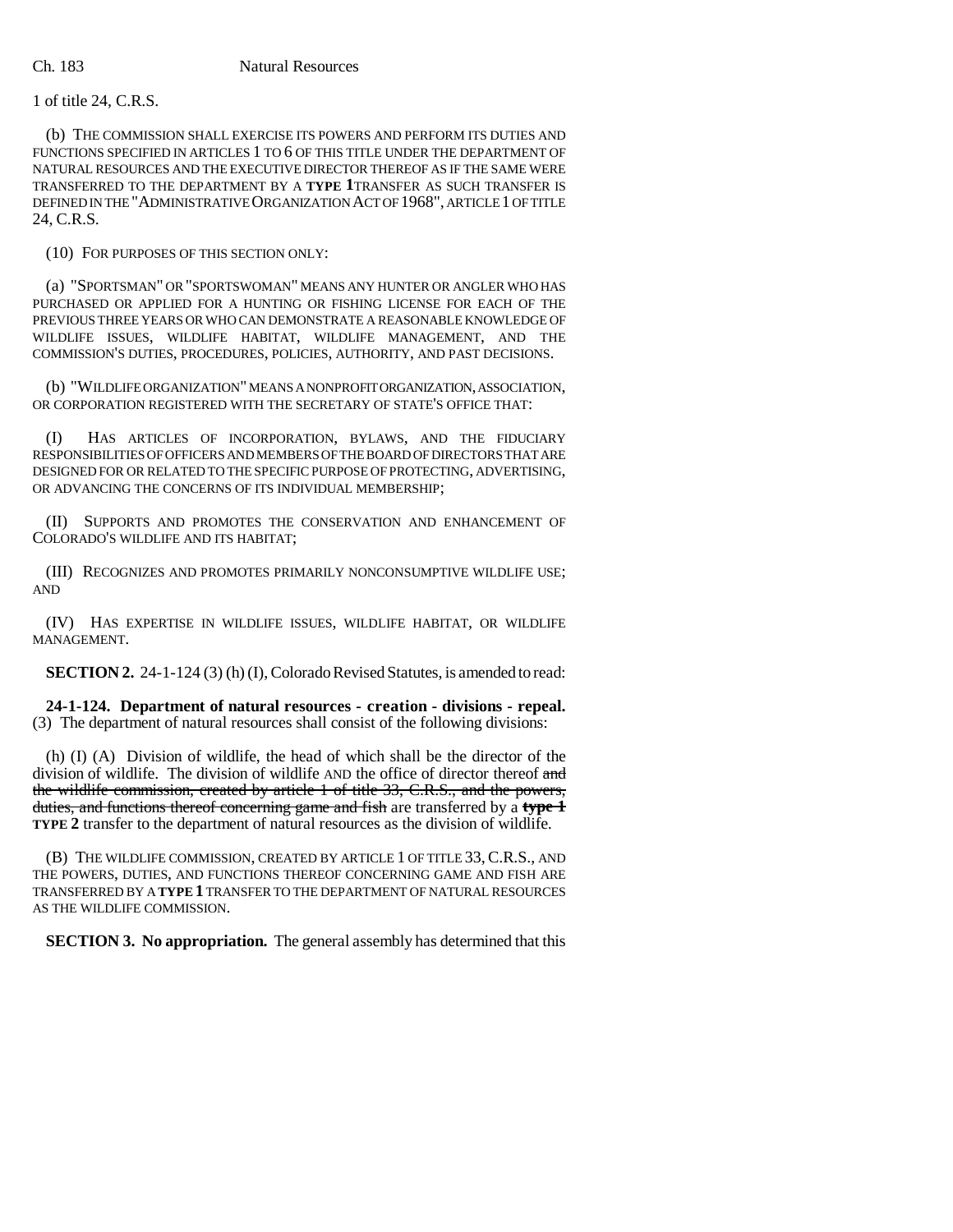1 of title 24, C.R.S.

(b) THE COMMISSION SHALL EXERCISE ITS POWERS AND PERFORM ITS DUTIES AND FUNCTIONS SPECIFIED IN ARTICLES 1 TO 6 OF THIS TITLE UNDER THE DEPARTMENT OF NATURAL RESOURCES AND THE EXECUTIVE DIRECTOR THEREOF AS IF THE SAME WERE TRANSFERRED TO THE DEPARTMENT BY A **TYPE 1** TRANSFER AS SUCH TRANSFER IS DEFINED IN THE "ADMINISTRATIVE ORGANIZATION ACT OF 1968", ARTICLE 1 OF TITLE 24, C.R.S.

(10) FOR PURPOSES OF THIS SECTION ONLY:

(a) "SPORTSMAN" OR "SPORTSWOMAN" MEANS ANY HUNTER OR ANGLER WHO HAS PURCHASED OR APPLIED FOR A HUNTING OR FISHING LICENSE FOR EACH OF THE PREVIOUS THREE YEARS OR WHO CAN DEMONSTRATE A REASONABLE KNOWLEDGE OF WILDLIFE ISSUES, WILDLIFE HABITAT, WILDLIFE MANAGEMENT, AND THE COMMISSION'S DUTIES, PROCEDURES, POLICIES, AUTHORITY, AND PAST DECISIONS.

(b) "WILDLIFE ORGANIZATION" MEANS A NONPROFIT ORGANIZATION, ASSOCIATION, OR CORPORATION REGISTERED WITH THE SECRETARY OF STATE'S OFFICE THAT:

(I) HAS ARTICLES OF INCORPORATION, BYLAWS, AND THE FIDUCIARY RESPONSIBILITIES OF OFFICERS AND MEMBERS OF THE BOARD OF DIRECTORS THAT ARE DESIGNED FOR OR RELATED TO THE SPECIFIC PURPOSE OF PROTECTING, ADVERTISING, OR ADVANCING THE CONCERNS OF ITS INDIVIDUAL MEMBERSHIP;

(II) SUPPORTS AND PROMOTES THE CONSERVATION AND ENHANCEMENT OF COLORADO'S WILDLIFE AND ITS HABITAT;

(III) RECOGNIZES AND PROMOTES PRIMARILY NONCONSUMPTIVE WILDLIFE USE; AND

(IV) HAS EXPERTISE IN WILDLIFE ISSUES, WILDLIFE HABITAT, OR WILDLIFE MANAGEMENT.

**SECTION 2.** 24-1-124 (3) (h) (I), Colorado Revised Statutes, is amended to read:

**24-1-124. Department of natural resources - creation - divisions - repeal.** (3) The department of natural resources shall consist of the following divisions:

(h) (I) (A) Division of wildlife, the head of which shall be the director of the division of wildlife. The division of wildlife AND the office of director thereof ~~and the wildlife commission, created by article 1 of title 33, C.R.S., and the powers, duties, and functions thereof concerning game and fish~~ are transferred by a ~~**type 1**~~ **TYPE 2** transfer to the department of natural resources as the division of wildlife.

(B) THE WILDLIFE COMMISSION, CREATED BY ARTICLE 1 OF TITLE 33, C.R.S., AND THE POWERS, DUTIES, AND FUNCTIONS THEREOF CONCERNING GAME AND FISH ARE TRANSFERRED BY A **TYPE 1** TRANSFER TO THE DEPARTMENT OF NATURAL RESOURCES AS THE WILDLIFE COMMISSION.

**SECTION 3. No appropriation.** The general assembly has determined that this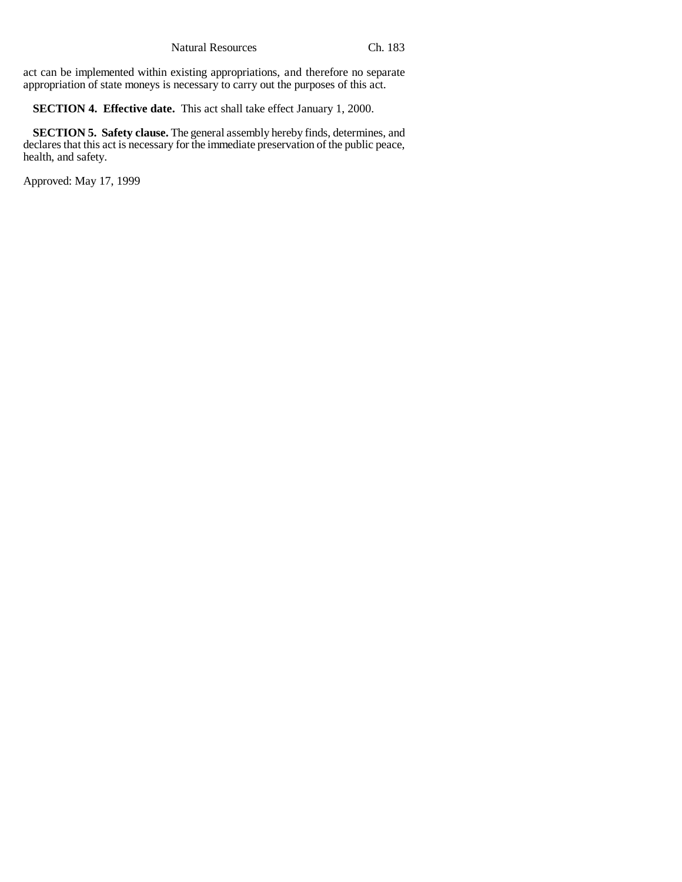act can be implemented within existing appropriations, and therefore no separate appropriation of state moneys is necessary to carry out the purposes of this act.

**SECTION 4. Effective date.** This act shall take effect January 1, 2000.

**SECTION 5. Safety clause.** The general assembly hereby finds, determines, and declares that this act is necessary for the immediate preservation of the public peace, health, and safety.

Approved: May 17, 1999